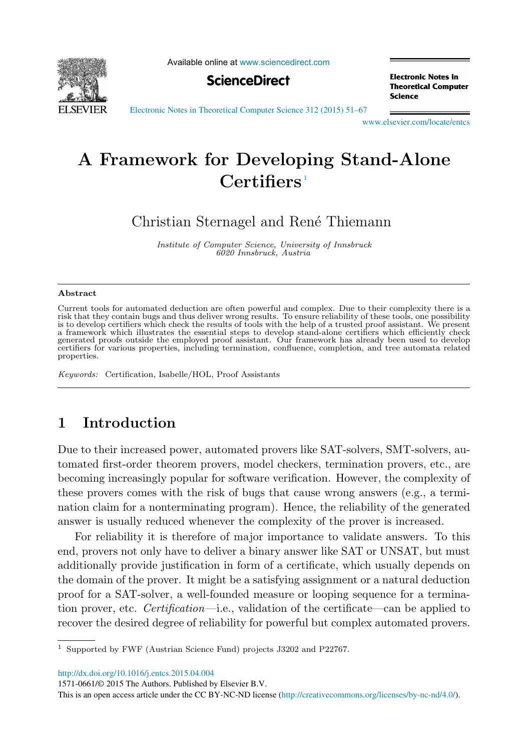# A Framework for Developing Stand-Alone Certifiers [1]

Christian Sternagel and René Thiemann

*Institute of Computer Science, University of Innsbruck*
*6020 Innsbruck, Austria*

### Abstract

Current tools for automated deduction are often powerful and complex. Due to their complexity there is a risk that they contain bugs and thus deliver wrong results. To ensure reliability of these tools, one possibility is to develop certifiers which check the results of tools with the help of a trusted proof assistant. We present a framework which illustrates the essential steps to develop stand-alone certifiers which efficiently check generated proofs outside the employed proof assistant. Our framework has already been used to develop certifiers for various properties, including termination, confluence, completion, and tree automata related properties.

*Keywords:* Certification, Isabelle/HOL, Proof Assistants

## 1 Introduction

Due to their increased power, automated provers like SAT-solvers, SMT-solvers, automated first-order theorem provers, model checkers, termination provers, etc., are becoming increasingly popular for software verification. However, the complexity of these provers comes with the risk of bugs that cause wrong answers (e.g., a termination claim for a nonterminating program). Hence, the reliability of the generated answer is usually reduced whenever the complexity of the prover is increased.

For reliability it is therefore of major importance to validate answers. To this end, provers not only have to deliver a binary answer like SAT or UNSAT, but must additionally provide justification in form of a certificate, which usually depends on the domain of the prover. It might be a satisfying assignment or a natural deduction proof for a SAT-solver, a well-founded measure or looping sequence for a termination prover, etc. *Certification*—i.e., validation of the certificate—can be applied to recover the desired degree of reliability for powerful but complex automated provers.

[1] Supported by FWF (Austrian Science Fund) projects J3202 and P22767.

http://dx.doi.org/10.1016/j.entcs.2015.04.004
1571-0661/© 2015 The Authors. Published by Elsevier B.V.
This is an open access article under the CC BY-NC-ND license (http://creativecommons.org/licenses/by-nc-nd/4.0/).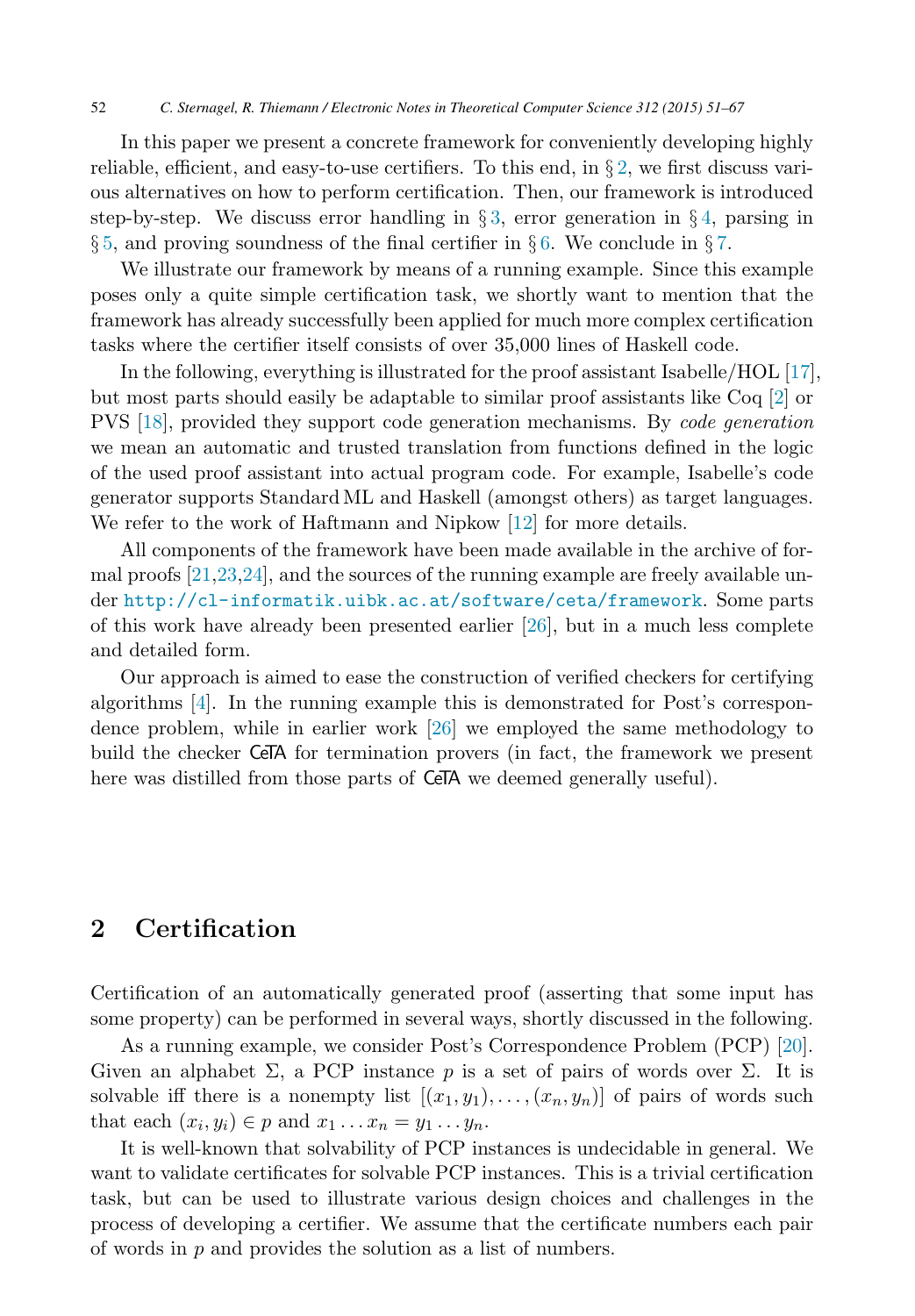In this paper we present a concrete framework for conveniently developing highly reliable, efficient, and easy-to-use certifiers. To this end, in § 2, we first discuss various alternatives on how to perform certification. Then, our framework is introduced step-by-step. We discuss error handling in § 3, error generation in § 4, parsing in § 5, and proving soundness of the final certifier in § 6. We conclude in § 7.

We illustrate our framework by means of a running example. Since this example poses only a quite simple certification task, we shortly want to mention that the framework has already successfully been applied for much more complex certification tasks where the certifier itself consists of over 35,000 lines of Haskell code.

In the following, everything is illustrated for the proof assistant Isabelle/HOL [17], but most parts should easily be adaptable to similar proof assistants like Coq [2] or PVS [18], provided they support code generation mechanisms. By *code generation* we mean an automatic and trusted translation from functions defined in the logic of the used proof assistant into actual program code. For example, Isabelle's code generator supports Standard ML and Haskell (amongst others) as target languages. We refer to the work of Haftmann and Nipkow [12] for more details.

All components of the framework have been made available in the archive of formal proofs [21,23,24], and the sources of the running example are freely available under http://cl-informatik.uibk.ac.at/software/ceta/framework. Some parts of this work have already been presented earlier [26], but in a much less complete and detailed form.

Our approach is aimed to ease the construction of verified checkers for certifying algorithms [4]. In the running example this is demonstrated for Post's correspondence problem, while in earlier work [26] we employed the same methodology to build the checker CeTA for termination provers (in fact, the framework we present here was distilled from those parts of CeTA we deemed generally useful).

## 2 Certification

Certification of an automatically generated proof (asserting that some input has some property) can be performed in several ways, shortly discussed in the following.

As a running example, we consider Post's Correspondence Problem (PCP) [20]. Given an alphabet $\Sigma$, a PCP instance $p$ is a set of pairs of words over $\Sigma$. It is solvable iff there is a nonempty list $[(x_1, y_1), \ldots, (x_n, y_n)]$ of pairs of words such that each $(x_i, y_i) \in p$ and $x_1 \ldots x_n = y_1 \ldots y_n$.

It is well-known that solvability of PCP instances is undecidable in general. We want to validate certificates for solvable PCP instances. This is a trivial certification task, but can be used to illustrate various design choices and challenges in the process of developing a certifier. We assume that the certificate numbers each pair of words in $p$ and provides the solution as a list of numbers.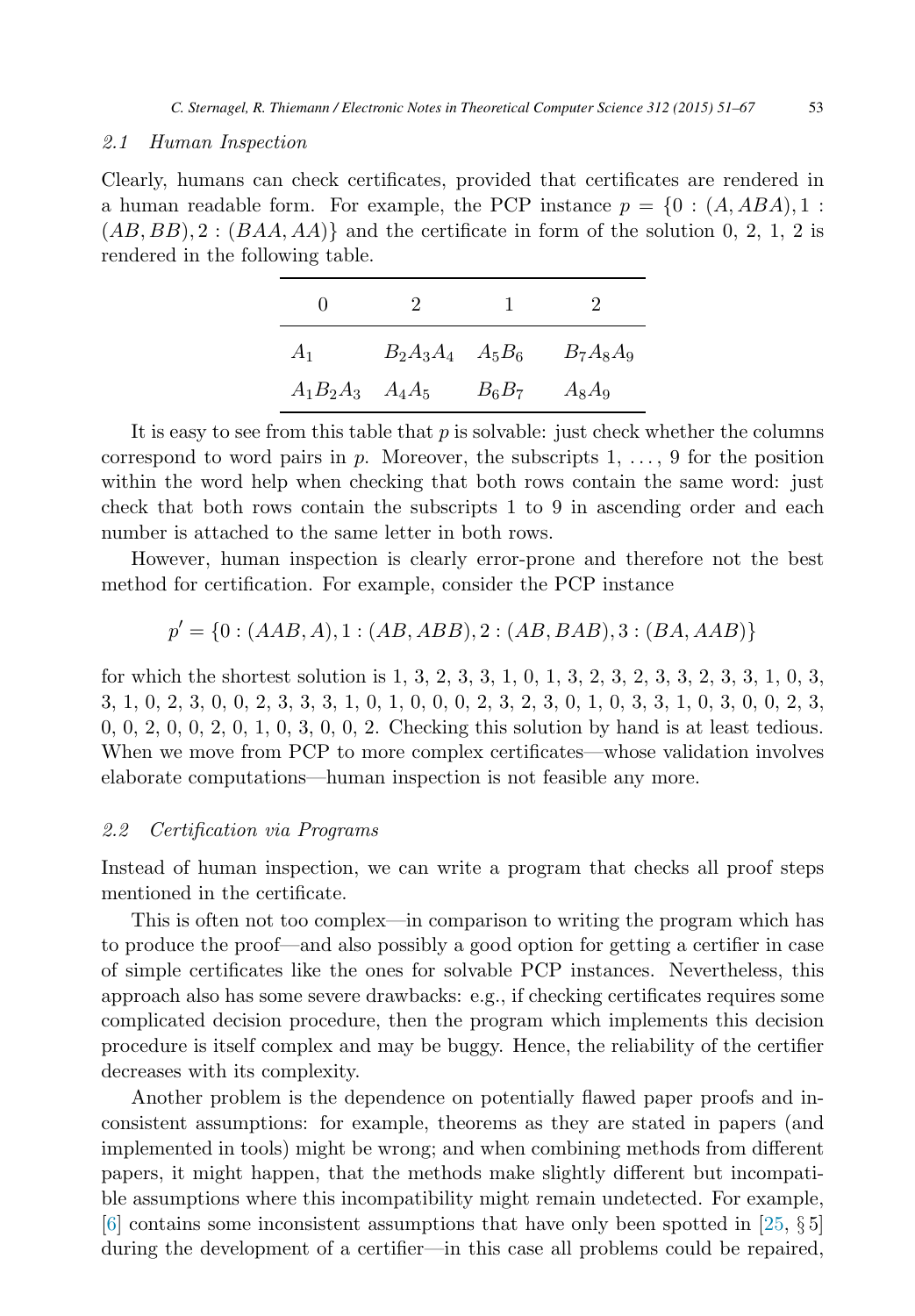### 2.1 Human Inspection

Clearly, humans can check certificates, provided that certificates are rendered in a human readable form. For example, the PCP instance $p = \{0 : (A, ABA), 1 : (AB, BB), 2 : (BAA, AA)\}$ and the certificate in form of the solution 0, 2, 1, 2 is rendered in the following table.

| 0 | 2 | 1 | 2 |
|---|---|---|---|
| $A_1$ | $B_2A_3A_4$ | $A_5B_6$ | $B_7A_8A_9$ |
| $A_1B_2A_3$ | $A_4A_5$ | $B_6B_7$ | $A_8A_9$ |

It is easy to see from this table that $p$ is solvable: just check whether the columns correspond to word pairs in $p$. Moreover, the subscripts $1, \ldots, 9$ for the position within the word help when checking that both rows contain the same word: just check that both rows contain the subscripts 1 to 9 in ascending order and each number is attached to the same letter in both rows.

However, human inspection is clearly error-prone and therefore not the best method for certification. For example, consider the PCP instance

$$p' = \{0 : (AAB, A), 1 : (AB, ABB), 2 : (AB, BAB), 3 : (BA, AAB)\}$$

for which the shortest solution is 1, 3, 2, 3, 3, 1, 0, 1, 3, 2, 3, 2, 3, 3, 2, 3, 3, 1, 0, 3, 3, 1, 0, 2, 3, 0, 0, 2, 3, 3, 3, 1, 0, 1, 0, 0, 0, 2, 3, 2, 3, 0, 1, 0, 3, 3, 1, 0, 3, 0, 0, 2, 3, 0, 0, 2, 0, 0, 2, 0, 1, 0, 3, 0, 0, 2. Checking this solution by hand is at least tedious. When we move from PCP to more complex certificates—whose validation involves elaborate computations—human inspection is not feasible any more.

### 2.2 Certification via Programs

Instead of human inspection, we can write a program that checks all proof steps mentioned in the certificate.

This is often not too complex—in comparison to writing the program which has to produce the proof—and also possibly a good option for getting a certifier in case of simple certificates like the ones for solvable PCP instances. Nevertheless, this approach also has some severe drawbacks: e.g., if checking certificates requires some complicated decision procedure, then the program which implements this decision procedure is itself complex and may be buggy. Hence, the reliability of the certifier decreases with its complexity.

Another problem is the dependence on potentially flawed paper proofs and inconsistent assumptions: for example, theorems as they are stated in papers (and implemented in tools) might be wrong; and when combining methods from different papers, it might happen, that the methods make slightly different but incompatible assumptions where this incompatibility might remain undetected. For example, [6] contains some inconsistent assumptions that have only been spotted in [25, § 5] during the development of a certifier—in this case all problems could be repaired,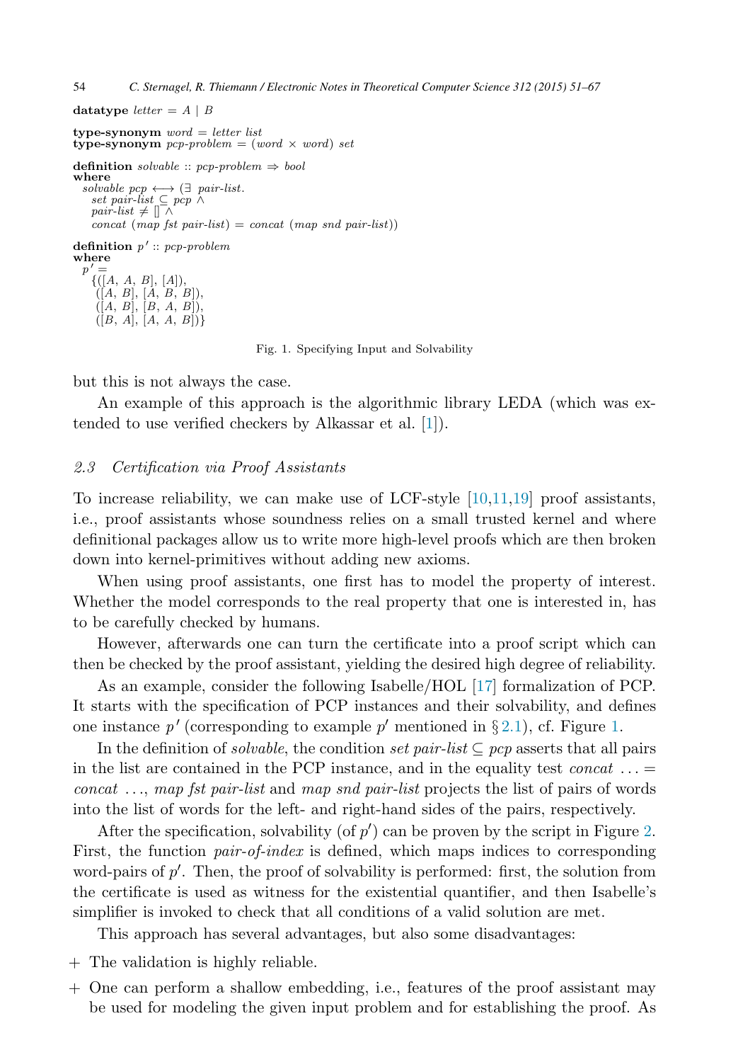```
datatype letter = A | B

type-synonym word = letter list
type-synonym pcp-problem = (word × word) set

definition solvable :: pcp-problem ⇒ bool
where
  solvable pcp ⟷ (∃ pair-list.
    set pair-list ⊆ pcp ∧
    pair-list ≠ [] ∧
    concat (map fst pair-list) = concat (map snd pair-list))

definition p' :: pcp-problem
where
  p' =
    {([A, A, B], [A]),
     ([A, B], [A, B, B]),
     ([A, B], [B, A, B]),
     ([B, A], [A, A, B])}
```

Fig. 1. Specifying Input and Solvability

but this is not always the case.

An example of this approach is the algorithmic library LEDA (which was extended to use verified checkers by Alkassar et al. [1]).

### 2.3 Certification via Proof Assistants

To increase reliability, we can make use of LCF-style [10,11,19] proof assistants, i.e., proof assistants whose soundness relies on a small trusted kernel and where definitional packages allow us to write more high-level proofs which are then broken down into kernel-primitives without adding new axioms.

When using proof assistants, one first has to model the property of interest. Whether the model corresponds to the real property that one is interested in, has to be carefully checked by humans.

However, afterwards one can turn the certificate into a proof script which can then be checked by the proof assistant, yielding the desired high degree of reliability.

As an example, consider the following Isabelle/HOL [17] formalization of PCP. It starts with the specification of PCP instances and their solvability, and defines one instance $p'$ (corresponding to example $p'$ mentioned in § 2.1), cf. Figure 1.

In the definition of *solvable*, the condition *set pair-list* $\subseteq$ *pcp* asserts that all pairs in the list are contained in the PCP instance, and in the equality test *concat* ... = *concat* ..., *map fst pair-list* and *map snd pair-list* projects the list of pairs of words into the list of words for the left- and right-hand sides of the pairs, respectively.

After the specification, solvability (of $p'$) can be proven by the script in Figure 2. First, the function *pair-of-index* is defined, which maps indices to corresponding word-pairs of $p'$. Then, the proof of solvability is performed: first, the solution from the certificate is used as witness for the existential quantifier, and then Isabelle's simplifier is invoked to check that all conditions of a valid solution are met.

This approach has several advantages, but also some disadvantages:

+ The validation is highly reliable.
+ One can perform a shallow embedding, i.e., features of the proof assistant may be used for modeling the given input problem and for establishing the proof. As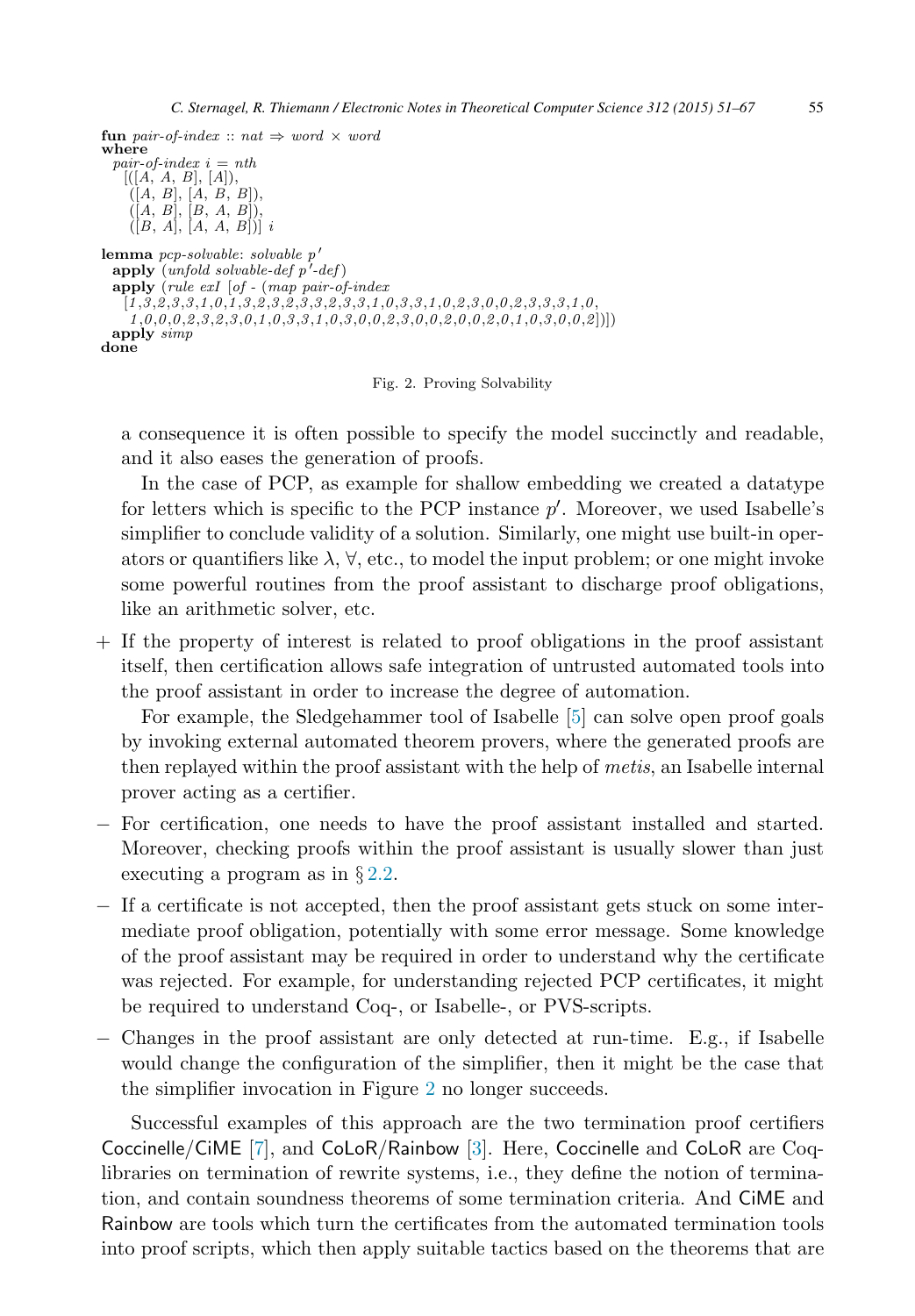```
fun pair-of-index :: nat ⇒ word × word
where
  pair-of-index i = nth
    [([A, A, B], [A]),
     ([A, B], [A, B, B]),
     ([A, B], [B, A, B]),
     ([B, A], [A, A, B])] i

lemma pcp-solvable: solvable p′
  apply (unfold solvable-def p′-def)
  apply (rule exI [of - (map pair-of-index
    [1,3,2,3,3,1,0,1,3,2,3,2,3,3,2,3,3,1,0,3,3,1,0,2,3,0,0,2,3,3,3,1,0,
     1,0,0,0,2,3,2,3,0,1,0,3,3,1,0,3,0,0,2,3,0,0,2,0,0,2,0,1,0,3,0,0,2])])
  apply simp
done
```

Fig. 2. Proving Solvability

a consequence it is often possible to specify the model succinctly and readable, and it also eases the generation of proofs.

In the case of PCP, as example for shallow embedding we created a datatype for letters which is specific to the PCP instance $p'$. Moreover, we used Isabelle's simplifier to conclude validity of a solution. Similarly, one might use built-in operators or quantifiers like $\lambda$, $\forall$, etc., to model the input problem; or one might invoke some powerful routines from the proof assistant to discharge proof obligations, like an arithmetic solver, etc.

+ If the property of interest is related to proof obligations in the proof assistant itself, then certification allows safe integration of untrusted automated tools into the proof assistant in order to increase the degree of automation.

  For example, the Sledgehammer tool of Isabelle [5] can solve open proof goals by invoking external automated theorem provers, where the generated proofs are then replayed within the proof assistant with the help of *metis*, an Isabelle internal prover acting as a certifier.

– For certification, one needs to have the proof assistant installed and started. Moreover, checking proofs within the proof assistant is usually slower than just executing a program as in § 2.2.

– If a certificate is not accepted, then the proof assistant gets stuck on some intermediate proof obligation, potentially with some error message. Some knowledge of the proof assistant may be required in order to understand why the certificate was rejected. For example, for understanding rejected PCP certificates, it might be required to understand Coq-, or Isabelle-, or PVS-scripts.

– Changes in the proof assistant are only detected at run-time. E.g., if Isabelle would change the configuration of the simplifier, then it might be the case that the simplifier invocation in Figure 2 no longer succeeds.

Successful examples of this approach are the two termination proof certifiers Coccinelle/CiME [7], and CoLoR/Rainbow [3]. Here, Coccinelle and CoLoR are Coq-libraries on termination of rewrite systems, i.e., they define the notion of termination, and contain soundness theorems of some termination criteria. And CiME and Rainbow are tools which turn the certificates from the automated termination tools into proof scripts, which then apply suitable tactics based on the theorems that are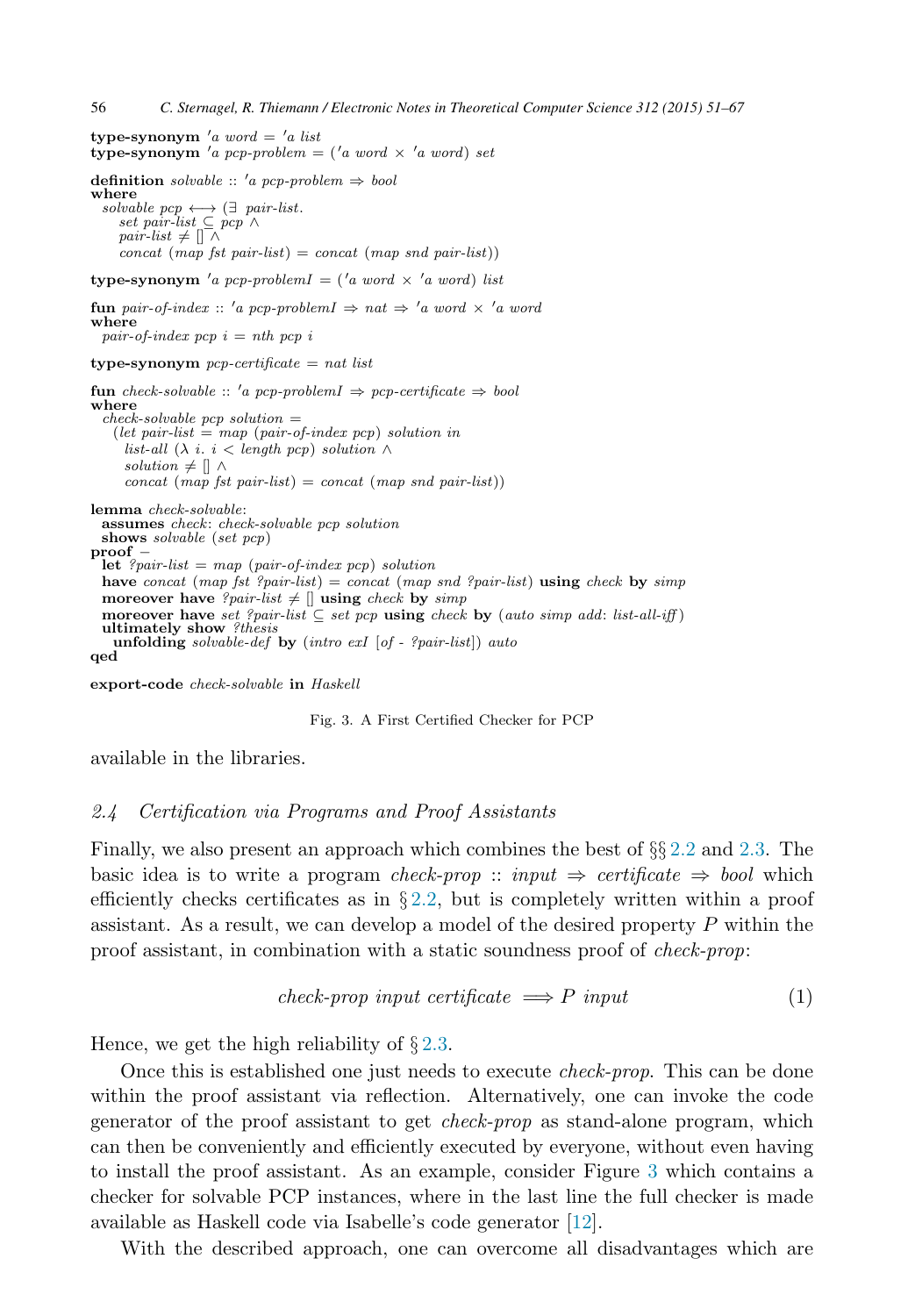```
type-synonym 'a word = 'a list
type-synonym 'a pcp-problem = ('a word × 'a word) set

definition solvable :: 'a pcp-problem ⇒ bool
where
  solvable pcp ⟷ (∃ pair-list.
    set pair-list ⊆ pcp ∧
    pair-list ≠ [] ∧
    concat (map fst pair-list) = concat (map snd pair-list))

type-synonym 'a pcp-problemI = ('a word × 'a word) list

fun pair-of-index :: 'a pcp-problemI ⇒ nat ⇒ 'a word × 'a word
where
  pair-of-index pcp i = nth pcp i

type-synonym pcp-certificate = nat list

fun check-solvable :: 'a pcp-problemI ⇒ pcp-certificate ⇒ bool
where
  check-solvable pcp solution =
    (let pair-list = map (pair-of-index pcp) solution in
      list-all (λ i. i < length pcp) solution ∧
      solution ≠ [] ∧
      concat (map fst pair-list) = concat (map snd pair-list))

lemma check-solvable:
  assumes check: check-solvable pcp solution
  shows solvable (set pcp)
proof –
  let ?pair-list = map (pair-of-index pcp) solution
  have concat (map fst ?pair-list) = concat (map snd ?pair-list) using check by simp
  moreover have ?pair-list ≠ [] using check by simp
  moreover have set ?pair-list ⊆ set pcp using check by (auto simp add: list-all-iff)
  ultimately show ?thesis
    unfolding solvable-def by (intro exI [of - ?pair-list]) auto
qed

export-code check-solvable in Haskell
```

Fig. 3. A First Certified Checker for PCP

available in the libraries.

### 2.4 Certification via Programs and Proof Assistants

Finally, we also present an approach which combines the best of §§ 2.2 and 2.3. The basic idea is to write a program *check-prop* :: *input* ⇒ *certificate* ⇒ *bool* which efficiently checks certificates as in § 2.2, but is completely written within a proof assistant. As a result, we can develop a model of the desired property $P$ within the proof assistant, in combination with a static soundness proof of *check-prop*:

$$\textit{check-prop input certificate} \implies P \ \textit{input} \tag{1}$$

Hence, we get the high reliability of § 2.3.

Once this is established one just needs to execute *check-prop*. This can be done within the proof assistant via reflection. Alternatively, one can invoke the code generator of the proof assistant to get *check-prop* as stand-alone program, which can then be conveniently and efficiently executed by everyone, without even having to install the proof assistant. As an example, consider Figure 3 which contains a checker for solvable PCP instances, where in the last line the full checker is made available as Haskell code via Isabelle's code generator [12].

With the described approach, one can overcome all disadvantages which are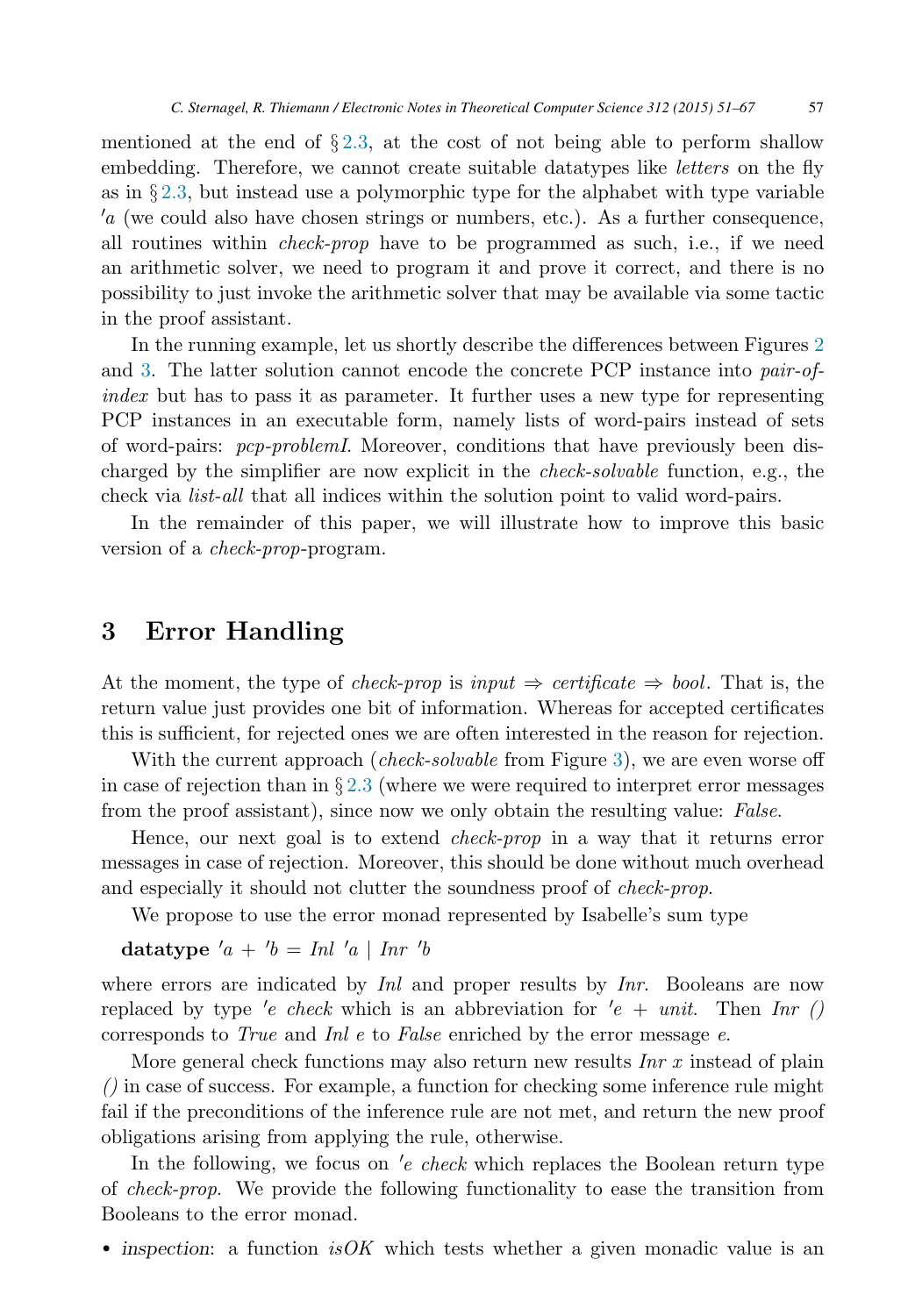mentioned at the end of § 2.3, at the cost of not being able to perform shallow embedding. Therefore, we cannot create suitable datatypes like *letters* on the fly as in § 2.3, but instead use a polymorphic type for the alphabet with type variable *'a* (we could also have chosen strings or numbers, etc.). As a further consequence, all routines within *check-prop* have to be programmed as such, i.e., if we need an arithmetic solver, we need to program it and prove it correct, and there is no possibility to just invoke the arithmetic solver that may be available via some tactic in the proof assistant.

In the running example, let us shortly describe the differences between Figures 2 and 3. The latter solution cannot encode the concrete PCP instance into *pair-of-index* but has to pass it as parameter. It further uses a new type for representing PCP instances in an executable form, namely lists of word-pairs instead of sets of word-pairs: *pcp-problemI*. Moreover, conditions that have previously been discharged by the simplifier are now explicit in the *check-solvable* function, e.g., the check via *list-all* that all indices within the solution point to valid word-pairs.

In the remainder of this paper, we will illustrate how to improve this basic version of a *check-prop*-program.

# 3 Error Handling

At the moment, the type of *check-prop* is *input* ⇒ *certificate* ⇒ *bool*. That is, the return value just provides one bit of information. Whereas for accepted certificates this is sufficient, for rejected ones we are often interested in the reason for rejection.

With the current approach (*check-solvable* from Figure 3), we are even worse off in case of rejection than in § 2.3 (where we were required to interpret error messages from the proof assistant), since now we only obtain the resulting value: *False*.

Hence, our next goal is to extend *check-prop* in a way that it returns error messages in case of rejection. Moreover, this should be done without much overhead and especially it should not clutter the soundness proof of *check-prop*.

We propose to use the error monad represented by Isabelle's sum type

**datatype** *'a* + *'b* = *Inl 'a* | *Inr 'b*

where errors are indicated by *Inl* and proper results by *Inr*. Booleans are now replaced by type *'e check* which is an abbreviation for *'e* + *unit*. Then *Inr ()* corresponds to *True* and *Inl e* to *False* enriched by the error message *e*.

More general check functions may also return new results *Inr x* instead of plain *()* in case of success. For example, a function for checking some inference rule might fail if the preconditions of the inference rule are not met, and return the new proof obligations arising from applying the rule, otherwise.

In the following, we focus on *'e check* which replaces the Boolean return type of *check-prop*. We provide the following functionality to ease the transition from Booleans to the error monad.

- *inspection*: a function *isOK* which tests whether a given monadic value is an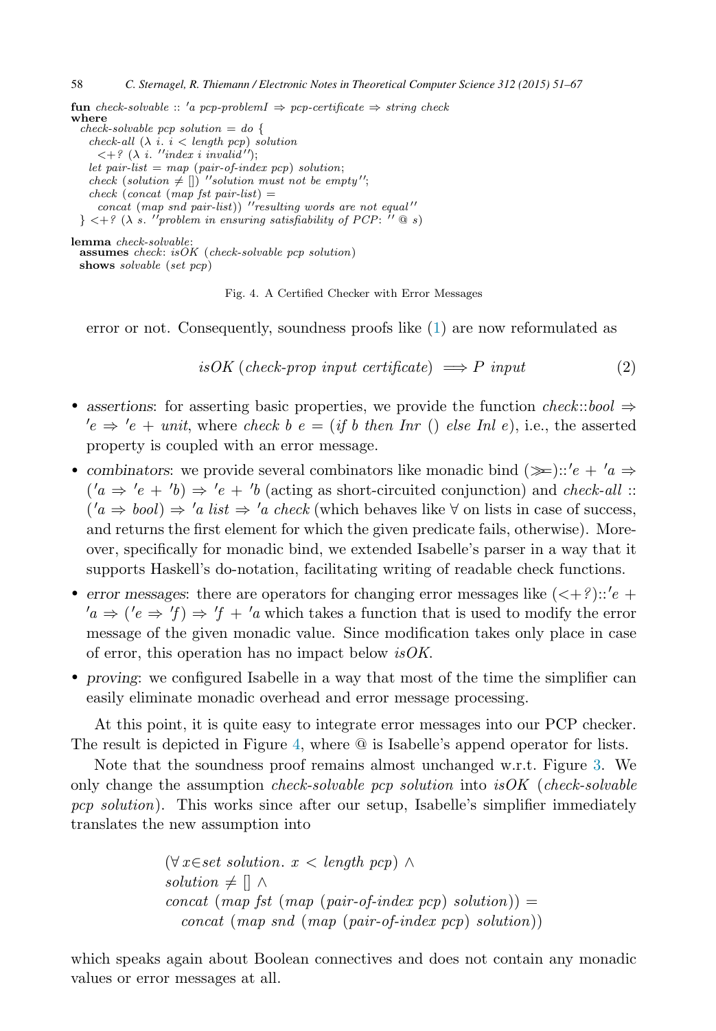```
fun check-solvable :: 'a pcp-problemI ⇒ pcp-certificate ⇒ string check
where
  check-solvable pcp solution = do {
    check-all (λ i. i < length pcp) solution
      <+? (λ i. ''index i invalid'');
    let pair-list = map (pair-of-index pcp) solution;
    check (solution ≠ []) ''solution must not be empty'';
    check (concat (map fst pair-list) =
      concat (map snd pair-list)) ''resulting words are not equal''
  } <+? (λ s. ''problem in ensuring satisfiability of PCP: '' @ s)

lemma check-solvable:
  assumes check: isOK (check-solvable pcp solution)
  shows solvable (set pcp)
```

Fig. 4. A Certified Checker with Error Messages

error or not. Consequently, soundness proofs like (1) are now reformulated as

$$isOK\ (check\text{-}prop\ input\ certificate) \implies P\ input \tag{2}$$

- *assertions*: for asserting basic properties, we provide the function $check{::}bool \Rightarrow {}'e \Rightarrow {}'e + unit$, where $check\ b\ e = (if\ b\ then\ Inr\ ()\ else\ Inl\ e)$, i.e., the asserted property is coupled with an error message.
- *combinators*: we provide several combinators like monadic bind $(\gg\!=){::}'e + {}'a \Rightarrow ({}'a \Rightarrow {}'e + {}'b) \Rightarrow {}'e + {}'b$ (acting as short-circuited conjunction) and $check\text{-}all :: ({}'a \Rightarrow bool) \Rightarrow {}'a\ list \Rightarrow {}'a\ check$ (which behaves like $\forall$ on lists in case of success, and returns the first element for which the given predicate fails, otherwise). Moreover, specifically for monadic bind, we extended Isabelle's parser in a way that it supports Haskell's do-notation, facilitating writing of readable check functions.
- *error messages*: there are operators for changing error messages like $(<\!+?){::}'e + {}'a \Rightarrow ({}'e \Rightarrow {}'f) \Rightarrow {}'f + {}'a$ which takes a function that is used to modify the error message of the given monadic value. Since modification takes only place in case of error, this operation has no impact below *isOK*.
- *proving*: we configured Isabelle in a way that most of the time the simplifier can easily eliminate monadic overhead and error message processing.

At this point, it is quite easy to integrate error messages into our PCP checker. The result is depicted in Figure 4, where @ is Isabelle's append operator for lists.

Note that the soundness proof remains almost unchanged w.r.t. Figure 3. We only change the assumption *check-solvable pcp solution* into *isOK* (*check-solvable pcp solution*). This works since after our setup, Isabelle's simplifier immediately translates the new assumption into

$$\begin{aligned}
&(\forall x{\in}set\ solution.\ x < length\ pcp) \wedge \\
&solution \neq [] \wedge \\
&concat\ (map\ fst\ (map\ (pair\text{-}of\text{-}index\ pcp)\ solution)) = \\
&\quad concat\ (map\ snd\ (map\ (pair\text{-}of\text{-}index\ pcp)\ solution))
\end{aligned}$$

which speaks again about Boolean connectives and does not contain any monadic values or error messages at all.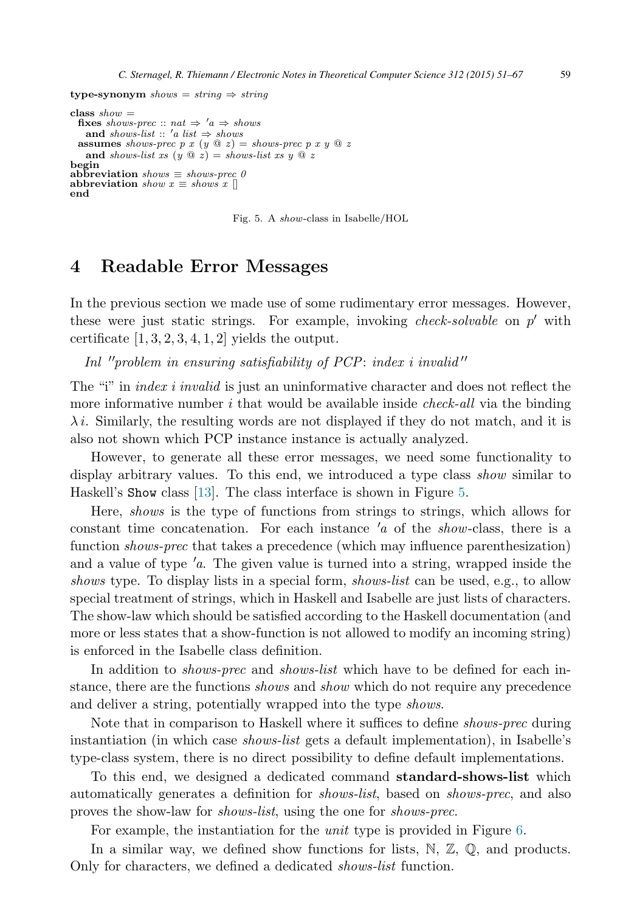```
type-synonym shows = string ⇒ string

class show =
  fixes shows-prec :: nat ⇒ 'a ⇒ shows
    and shows-list :: 'a list ⇒ shows
  assumes shows-prec p x (y @ z) = shows-prec p x y @ z
    and shows-list xs (y @ z) = shows-list xs y @ z
begin
abbreviation shows ≡ shows-prec 0
abbreviation show x ≡ shows x []
end
```

Fig. 5. A *show*-class in Isabelle/HOL

## 4 Readable Error Messages

In the previous section we made use of some rudimentary error messages. However, these were just static strings. For example, invoking *check-solvable* on $p'$ with certificate $[1, 3, 2, 3, 4, 1, 2]$ yields the output.

*Inl ''problem in ensuring satisfiability of PCP: index i invalid''*

The "i" in *index i invalid* is just an uninformative character and does not reflect the more informative number $i$ that would be available inside *check-all* via the binding $\lambda i$. Similarly, the resulting words are not displayed if they do not match, and it is also not shown which PCP instance instance is actually analyzed.

However, to generate all these error messages, we need some functionality to display arbitrary values. To this end, we introduced a type class *show* similar to Haskell's `Show` class [13]. The class interface is shown in Figure 5.

Here, *shows* is the type of functions from strings to strings, which allows for constant time concatenation. For each instance $'a$ of the *show*-class, there is a function *shows-prec* that takes a precedence (which may influence parenthesization) and a value of type $'a$. The given value is turned into a string, wrapped inside the *shows* type. To display lists in a special form, *shows-list* can be used, e.g., to allow special treatment of strings, which in Haskell and Isabelle are just lists of characters. The show-law which should be satisfied according to the Haskell documentation (and more or less states that a show-function is not allowed to modify an incoming string) is enforced in the Isabelle class definition.

In addition to *shows-prec* and *shows-list* which have to be defined for each instance, there are the functions *shows* and *show* which do not require any precedence and deliver a string, potentially wrapped into the type *shows*.

Note that in comparison to Haskell where it suffices to define *shows-prec* during instantiation (in which case *shows-list* gets a default implementation), in Isabelle's type-class system, there is no direct possibility to define default implementations.

To this end, we designed a dedicated command **standard-shows-list** which automatically generates a definition for *shows-list*, based on *shows-prec*, and also proves the show-law for *shows-list*, using the one for *shows-prec*.

For example, the instantiation for the *unit* type is provided in Figure 6.

In a similar way, we defined show functions for lists, $\mathbb{N}$, $\mathbb{Z}$, $\mathbb{Q}$, and products. Only for characters, we defined a dedicated *shows-list* function.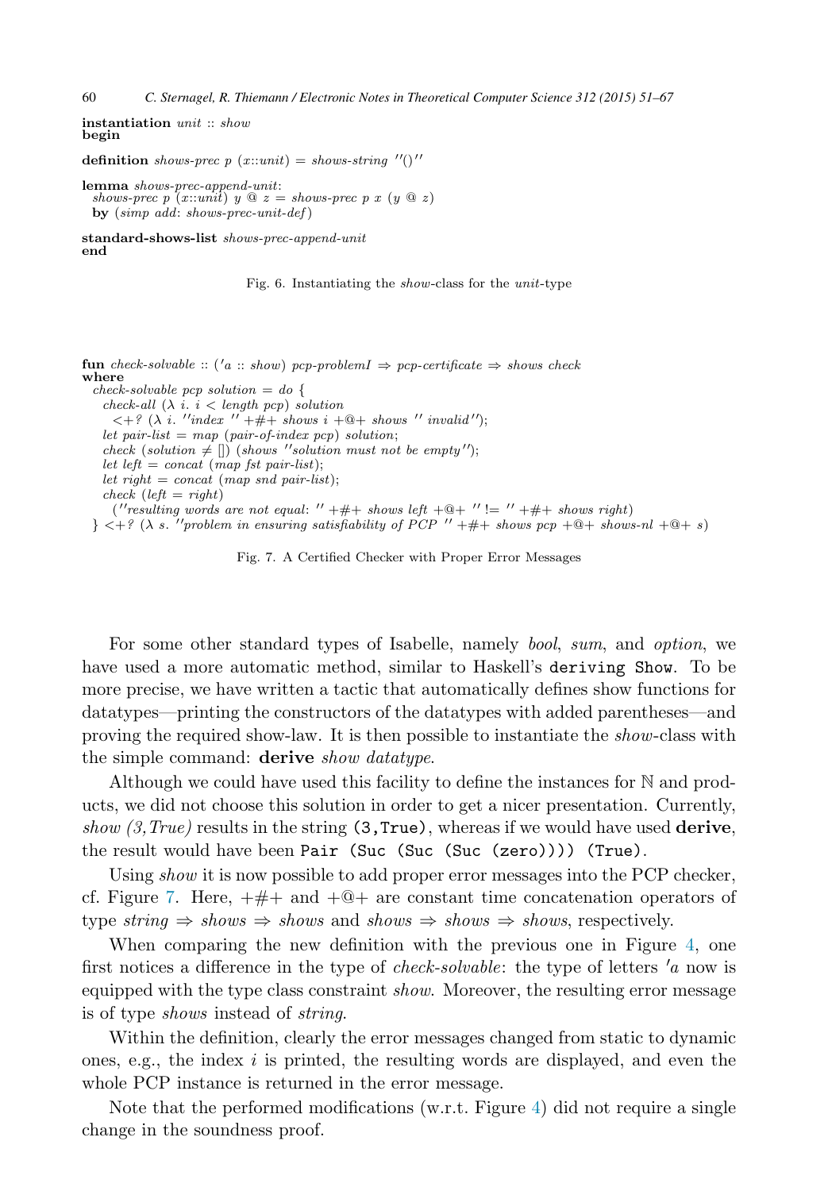```
instantiation unit :: show
begin

definition shows-prec p (x::unit) = shows-string ''()''

lemma shows-prec-append-unit:
  shows-prec p (x::unit) y @ z = shows-prec p x (y @ z)
  by (simp add: shows-prec-unit-def)

standard-shows-list shows-prec-append-unit
end
```

Fig. 6. Instantiating the *show*-class for the *unit*-type

```
fun check-solvable :: ('a :: show) pcp-problemI ⇒ pcp-certificate ⇒ shows check
where
  check-solvable pcp solution = do {
    check-all (λ i. i < length pcp) solution
      <+? (λ i. ''index '' +#+ shows i +@+ shows '' invalid'');
    let pair-list = map (pair-of-index pcp) solution;
    check (solution ≠ []) (shows ''solution must not be empty'');
    let left = concat (map fst pair-list);
    let right = concat (map snd pair-list);
    check (left = right)
      (''resulting words are not equal: '' +#+ shows left +@+ '' != '' +#+ shows right)
  } <+? (λ s. ''problem in ensuring satisfiability of PCP '' +#+ shows pcp +@+ shows-nl +@+ s)
```

Fig. 7. A Certified Checker with Proper Error Messages

For some other standard types of Isabelle, namely *bool*, *sum*, and *option*, we have used a more automatic method, similar to Haskell's `deriving Show`. To be more precise, we have written a tactic that automatically defines show functions for datatypes—printing the constructors of the datatypes with added parentheses—and proving the required show-law. It is then possible to instantiate the *show*-class with the simple command: **derive** *show datatype*.

Although we could have used this facility to define the instances for $\mathbb{N}$ and products, we did not choose this solution in order to get a nicer presentation. Currently, *show (3, True)* results in the string `(3,True)`, whereas if we would have used **derive**, the result would have been `Pair (Suc (Suc (Suc (zero)))) (True)`.

Using *show* it is now possible to add proper error messages into the PCP checker, cf. Figure 7. Here, +#+ and +@+ are constant time concatenation operators of type *string* ⇒ *shows* ⇒ *shows* and *shows* ⇒ *shows* ⇒ *shows*, respectively.

When comparing the new definition with the previous one in Figure 4, one first notices a difference in the type of *check-solvable*: the type of letters *'a* now is equipped with the type class constraint *show*. Moreover, the resulting error message is of type *shows* instead of *string*.

Within the definition, clearly the error messages changed from static to dynamic ones, e.g., the index $i$ is printed, the resulting words are displayed, and even the whole PCP instance is returned in the error message.

Note that the performed modifications (w.r.t. Figure 4) did not require a single change in the soundness proof.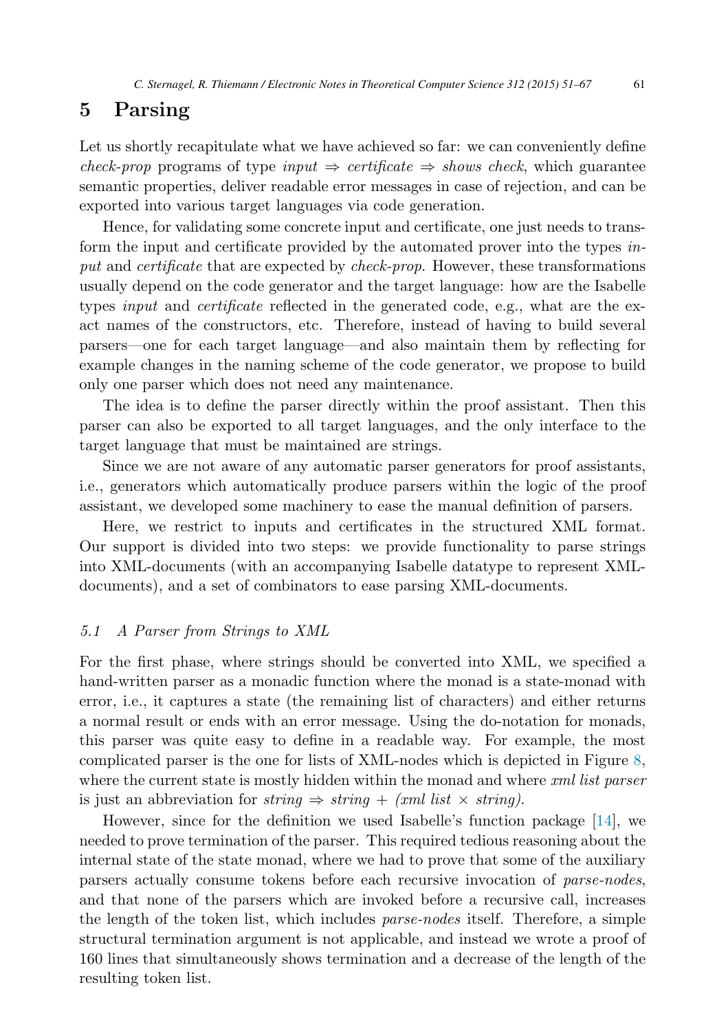## 5 Parsing

Let us shortly recapitulate what we have achieved so far: we can conveniently define *check-prop* programs of type *input* $\Rightarrow$ *certificate* $\Rightarrow$ *shows check*, which guarantee semantic properties, deliver readable error messages in case of rejection, and can be exported into various target languages via code generation.

Hence, for validating some concrete input and certificate, one just needs to transform the input and certificate provided by the automated prover into the types *input* and *certificate* that are expected by *check-prop*. However, these transformations usually depend on the code generator and the target language: how are the Isabelle types *input* and *certificate* reflected in the generated code, e.g., what are the exact names of the constructors, etc. Therefore, instead of having to build several parsers—one for each target language—and also maintain them by reflecting for example changes in the naming scheme of the code generator, we propose to build only one parser which does not need any maintenance.

The idea is to define the parser directly within the proof assistant. Then this parser can also be exported to all target languages, and the only interface to the target language that must be maintained are strings.

Since we are not aware of any automatic parser generators for proof assistants, i.e., generators which automatically produce parsers within the logic of the proof assistant, we developed some machinery to ease the manual definition of parsers.

Here, we restrict to inputs and certificates in the structured XML format. Our support is divided into two steps: we provide functionality to parse strings into XML-documents (with an accompanying Isabelle datatype to represent XML-documents), and a set of combinators to ease parsing XML-documents.

### 5.1 A Parser from Strings to XML

For the first phase, where strings should be converted into XML, we specified a hand-written parser as a monadic function where the monad is a state-monad with error, i.e., it captures a state (the remaining list of characters) and either returns a normal result or ends with an error message. Using the do-notation for monads, this parser was quite easy to define in a readable way. For example, the most complicated parser is the one for lists of XML-nodes which is depicted in Figure 8, where the current state is mostly hidden within the monad and where *xml list parser* is just an abbreviation for *string* $\Rightarrow$ *string* + (*xml list* $\times$ *string*).

However, since for the definition we used Isabelle's function package [14], we needed to prove termination of the parser. This required tedious reasoning about the internal state of the state monad, where we had to prove that some of the auxiliary parsers actually consume tokens before each recursive invocation of *parse-nodes*, and that none of the parsers which are invoked before a recursive call, increases the length of the token list, which includes *parse-nodes* itself. Therefore, a simple structural termination argument is not applicable, and instead we wrote a proof of 160 lines that simultaneously shows termination and a decrease of the length of the resulting token list.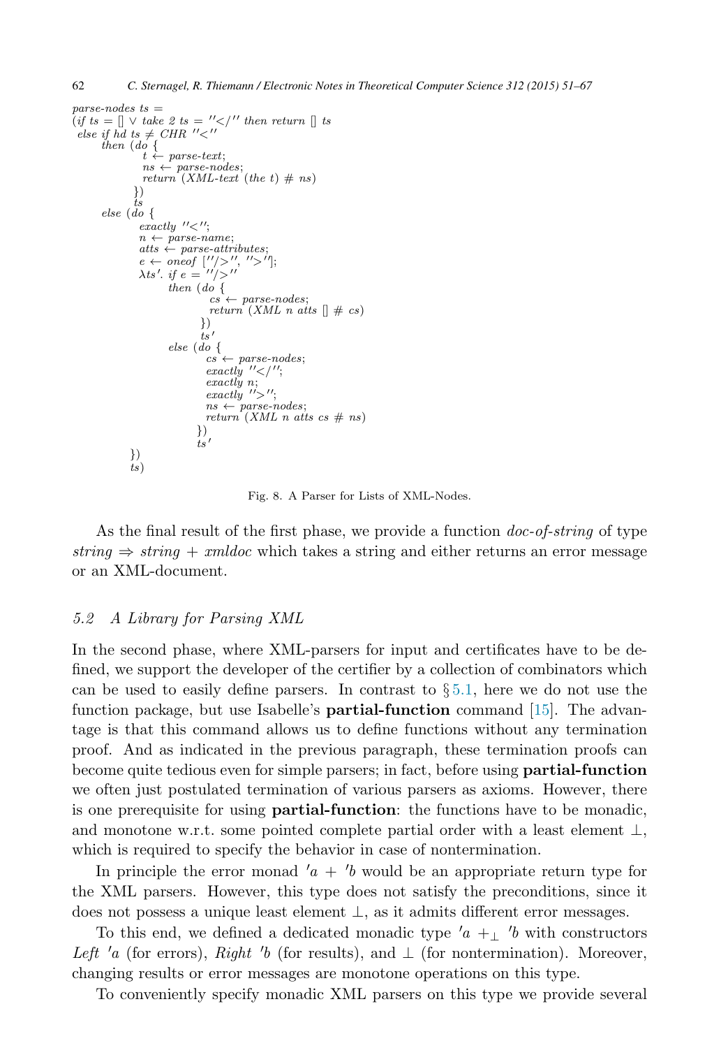```
parse-nodes ts =
(if ts = [] ∨ take 2 ts = ''</'' then return [] ts
 else if hd ts ≠ CHR ''<''
      then (do {
             t ← parse-text;
             ns ← parse-nodes;
             return (XML-text (the t) # ns)
            })
            ts
      else (do {
             exactly ''<'';
             n ← parse-name;
             atts ← parse-attributes;
             e ← oneof [''/>'', ''>''];
             λts'. if e = ''/>''
                   then (do {
                           cs ← parse-nodes;
                           return (XML n atts [] # cs)
                          })
                          ts'
                   else (do {
                           cs ← parse-nodes;
                           exactly ''</'';
                           exactly n;
                           exactly ''>'';
                           ns ← parse-nodes;
                           return (XML n atts cs # ns)
                          })
                          ts'
            })
            ts)
```

Fig. 8. A Parser for Lists of XML-Nodes.

As the final result of the first phase, we provide a function *doc-of-string* of type *string* ⇒ *string* + *xmldoc* which takes a string and either returns an error message or an XML-document.

### 5.2 A Library for Parsing XML

In the second phase, where XML-parsers for input and certificates have to be defined, we support the developer of the certifier by a collection of combinators which can be used to easily define parsers. In contrast to § 5.1, here we do not use the function package, but use Isabelle's **partial-function** command [15]. The advantage is that this command allows us to define functions without any termination proof. And as indicated in the previous paragraph, these termination proofs can become quite tedious even for simple parsers; in fact, before using **partial-function** we often just postulated termination of various parsers as axioms. However, there is one prerequisite for using **partial-function**: the functions have to be monadic, and monotone w.r.t. some pointed complete partial order with a least element $\bot$, which is required to specify the behavior in case of nontermination.

In principle the error monad $'a + 'b$ would be an appropriate return type for the XML parsers. However, this type does not satisfy the preconditions, since it does not possess a unique least element $\bot$, as it admits different error messages.

To this end, we defined a dedicated monadic type $'a +_{\bot} 'b$ with constructors *Left* $'a$ (for errors), *Right* $'b$ (for results), and $\bot$ (for nontermination). Moreover, changing results or error messages are monotone operations on this type.

To conveniently specify monadic XML parsers on this type we provide several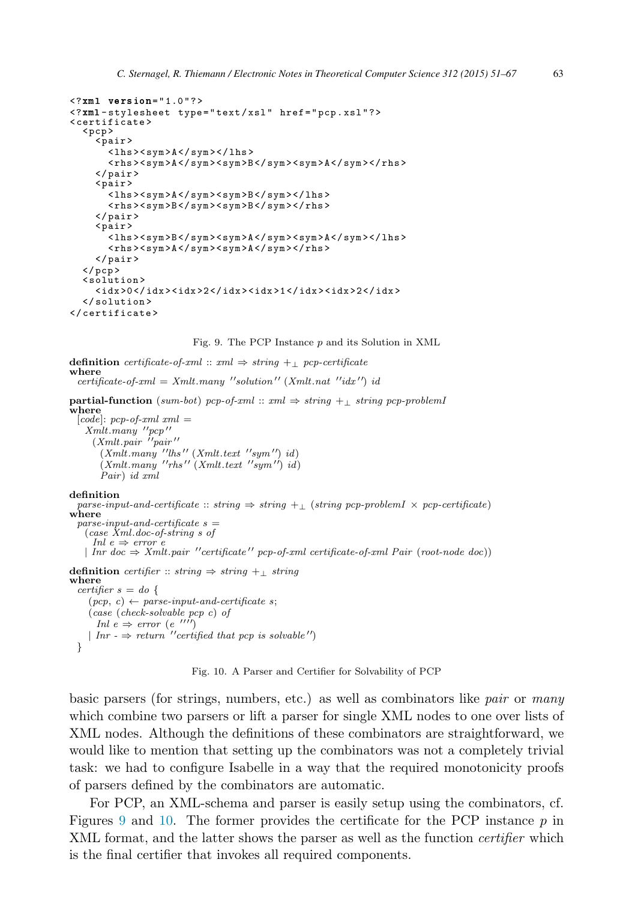```xml
<?xml version="1.0"?>
<?xml-stylesheet type="text/xsl" href="pcp.xsl"?>
<certificate>
  <pcp>
    <pair>
      <lhs><sym>A</sym></lhs>
      <rhs><sym>A</sym><sym>B</sym><sym>A</sym></rhs>
    </pair>
    <pair>
      <lhs><sym>A</sym><sym>B</sym></lhs>
      <rhs><sym>B</sym><sym>B</sym></rhs>
    </pair>
    <pair>
      <lhs><sym>B</sym><sym>A</sym><sym>A</sym></lhs>
      <rhs><sym>A</sym><sym>A</sym></rhs>
    </pair>
  </pcp>
  <solution>
    <idx>0</idx><idx>2</idx><idx>1</idx><idx>2</idx>
  </solution>
</certificate>
```

Fig. 9. The PCP Instance $p$ and its Solution in XML

```
definition certificate-of-xml :: xml ⇒ string +⊥ pcp-certificate
where
  certificate-of-xml = Xmlt.many ''solution'' (Xmlt.nat ''idx'') id

partial-function (sum-bot) pcp-of-xml :: xml ⇒ string +⊥ string pcp-problemI
where
  [code]: pcp-of-xml xml =
    Xmlt.many ''pcp''
      (Xmlt.pair ''pair''
        (Xmlt.many ''lhs'' (Xmlt.text ''sym'') id)
        (Xmlt.many ''rhs'' (Xmlt.text ''sym'') id)
        Pair) id xml

definition
  parse-input-and-certificate :: string ⇒ string +⊥ (string pcp-problemI × pcp-certificate)
where
  parse-input-and-certificate s =
    (case Xml.doc-of-string s of
      Inl e ⇒ error e
    | Inr doc ⇒ Xmlt.pair ''certificate'' pcp-of-xml certificate-of-xml Pair (root-node doc))

definition certifier :: string ⇒ string +⊥ string
where
  certifier s = do {
    (pcp, c) ← parse-input-and-certificate s;
    (case (check-solvable pcp c) of
      Inl e ⇒ error (e '''')
    | Inr - ⇒ return ''certified that pcp is solvable'')
  }
```

Fig. 10. A Parser and Certifier for Solvability of PCP

basic parsers (for strings, numbers, etc.) as well as combinators like *pair* or *many* which combine two parsers or lift a parser for single XML nodes to one over lists of XML nodes. Although the definitions of these combinators are straightforward, we would like to mention that setting up the combinators was not a completely trivial task: we had to configure Isabelle in a way that the required monotonicity proofs of parsers defined by the combinators are automatic.

For PCP, an XML-schema and parser is easily setup using the combinators, cf. Figures 9 and 10. The former provides the certificate for the PCP instance $p$ in XML format, and the latter shows the parser as well as the function *certifier* which is the final certifier that invokes all required components.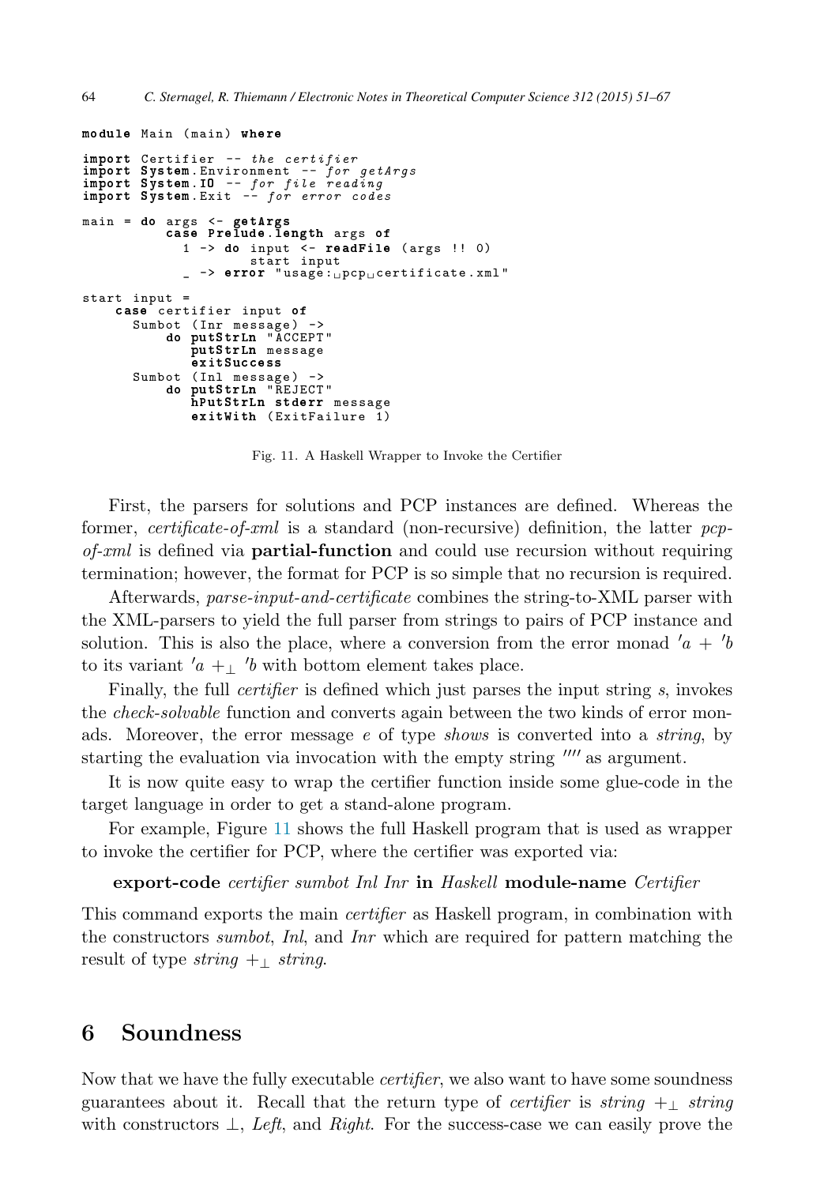```haskell
module Main (main) where

import Certifier -- the certifier
import System.Environment -- for getArgs
import System.IO -- for file reading
import System.Exit -- for error codes

main = do args <- getArgs
          case Prelude.length args of
            1 -> do input <- readFile (args !! 0)
                    start input
            _ -> error "usage: pcp certificate.xml"

start input =
    case certifier input of
      Sumbot (Inr message) ->
          do putStrLn "ACCEPT"
             putStrLn message
             exitSuccess
      Sumbot (Inl message) ->
          do putStrLn "REJECT"
             hPutStrLn stderr message
             exitWith (ExitFailure 1)
```

Fig. 11. A Haskell Wrapper to Invoke the Certifier

First, the parsers for solutions and PCP instances are defined. Whereas the former, *certificate-of-xml* is a standard (non-recursive) definition, the latter *pcp-of-xml* is defined via **partial-function** and could use recursion without requiring termination; however, the format for PCP is so simple that no recursion is required.

Afterwards, *parse-input-and-certificate* combines the string-to-XML parser with the XML-parsers to yield the full parser from strings to pairs of PCP instance and solution. This is also the place, where a conversion from the error monad $'a + 'b$ to its variant $'a +_\bot 'b$ with bottom element takes place.

Finally, the full *certifier* is defined which just parses the input string $s$, invokes the *check-solvable* function and converts again between the two kinds of error monads. Moreover, the error message $e$ of type *shows* is converted into a *string*, by starting the evaluation via invocation with the empty string $''''$ as argument.

It is now quite easy to wrap the certifier function inside some glue-code in the target language in order to get a stand-alone program.

For example, Figure 11 shows the full Haskell program that is used as wrapper to invoke the certifier for PCP, where the certifier was exported via:

**export-code** *certifier sumbot Inl Inr* **in** *Haskell* **module-name** *Certifier*

This command exports the main *certifier* as Haskell program, in combination with the constructors *sumbot*, *Inl*, and *Inr* which are required for pattern matching the result of type *string* $+_\bot$ *string*.

## 6 Soundness

Now that we have the fully executable *certifier*, we also want to have some soundness guarantees about it. Recall that the return type of *certifier* is *string* $+_\bot$ *string* with constructors $\bot$, *Left*, and *Right*. For the success-case we can easily prove the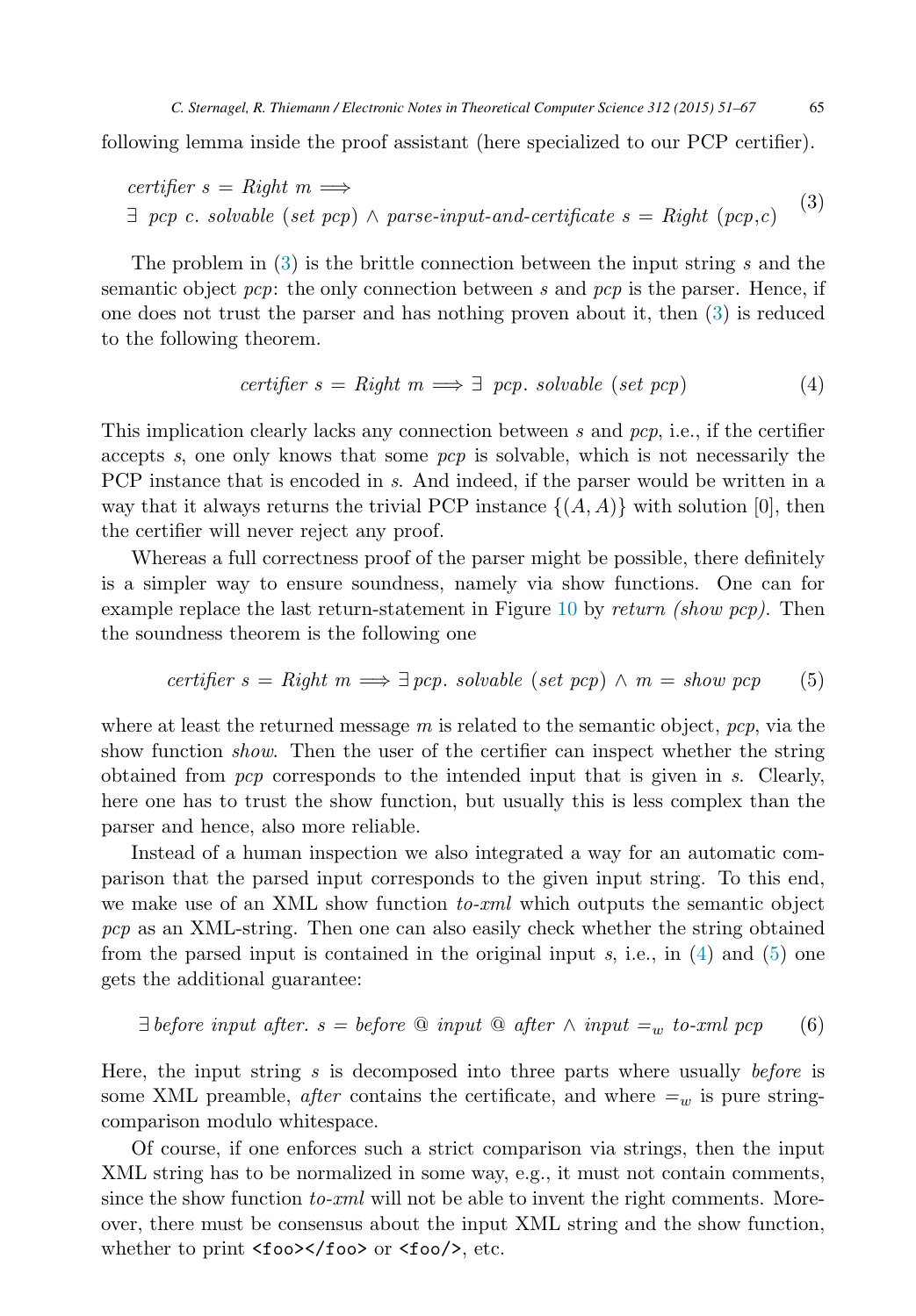following lemma inside the proof assistant (here specialized to our PCP certifier).

$$\begin{aligned}&\textit{certifier } s = \textit{Right } m \Longrightarrow \\ &\exists\ \textit{pcp } c.\ \textit{solvable } (\textit{set pcp}) \wedge \textit{parse-input-and-certificate } s = \textit{Right } (\textit{pcp}, c)\end{aligned} \tag{3}$$

The problem in (3) is the brittle connection between the input string $s$ and the semantic object *pcp*: the only connection between $s$ and *pcp* is the parser. Hence, if one does not trust the parser and has nothing proven about it, then (3) is reduced to the following theorem.

$$\textit{certifier } s = \textit{Right } m \Longrightarrow \exists\ \textit{pcp}.\ \textit{solvable } (\textit{set pcp}) \tag{4}$$

This implication clearly lacks any connection between $s$ and *pcp*, i.e., if the certifier accepts $s$, one only knows that some *pcp* is solvable, which is not necessarily the PCP instance that is encoded in $s$. And indeed, if the parser would be written in a way that it always returns the trivial PCP instance $\{(A, A)\}$ with solution $[0]$, then the certifier will never reject any proof.

Whereas a full correctness proof of the parser might be possible, there definitely is a simpler way to ensure soundness, namely via show functions. One can for example replace the last return-statement in Figure 10 by *return (show pcp)*. Then the soundness theorem is the following one

$$\textit{certifier } s = \textit{Right } m \Longrightarrow \exists\, \textit{pcp}.\ \textit{solvable } (\textit{set pcp}) \wedge m = \textit{show pcp} \tag{5}$$

where at least the returned message $m$ is related to the semantic object, *pcp*, via the show function *show*. Then the user of the certifier can inspect whether the string obtained from *pcp* corresponds to the intended input that is given in $s$. Clearly, here one has to trust the show function, but usually this is less complex than the parser and hence, also more reliable.

Instead of a human inspection we also integrated a way for an automatic comparison that the parsed input corresponds to the given input string. To this end, we make use of an XML show function *to-xml* which outputs the semantic object *pcp* as an XML-string. Then one can also easily check whether the string obtained from the parsed input is contained in the original input $s$, i.e., in (4) and (5) one gets the additional guarantee:

$$\exists\, \textit{before input after}.\ s = \textit{before} \ @\ \textit{input} \ @\ \textit{after} \wedge \textit{input} =_w \textit{to-xml pcp} \tag{6}$$

Here, the input string $s$ is decomposed into three parts where usually *before* is some XML preamble, *after* contains the certificate, and where $=_w$ is pure string-comparison modulo whitespace.

Of course, if one enforces such a strict comparison via strings, then the input XML string has to be normalized in some way, e.g., it must not contain comments, since the show function *to-xml* will not be able to invent the right comments. Moreover, there must be consensus about the input XML string and the show function, whether to print `<foo></foo>` or `<foo/>`, etc.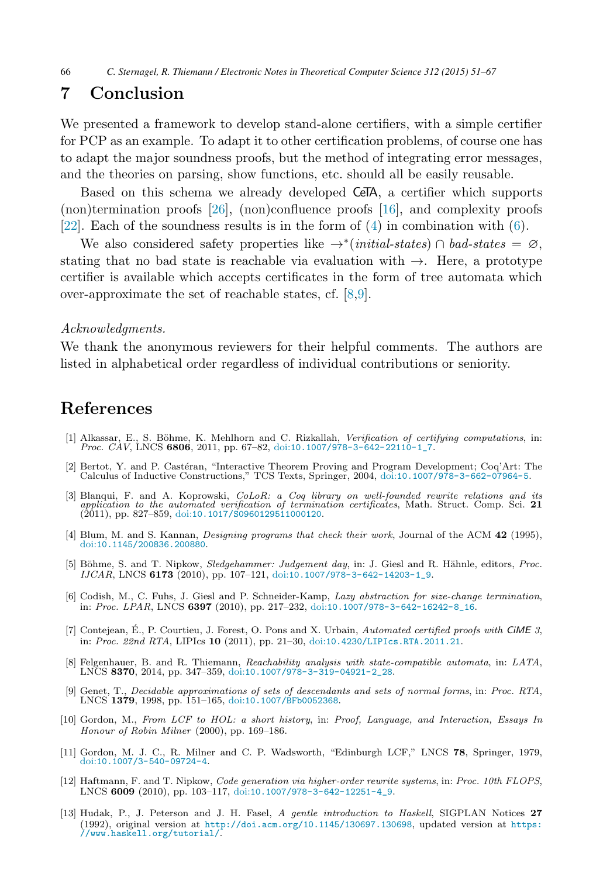## 7 Conclusion

We presented a framework to develop stand-alone certifiers, with a simple certifier for PCP as an example. To adapt it to other certification problems, of course one has to adapt the major soundness proofs, but the method of integrating error messages, and the theories on parsing, show functions, etc. should all be easily reusable.

Based on this schema we already developed CeTA, a certifier which supports (non)termination proofs [26], (non)confluence proofs [16], and complexity proofs [22]. Each of the soundness results is in the form of (4) in combination with (6).

We also considered safety properties like $\to^*(\mathit{initial\text{-}states}) \cap \mathit{bad\text{-}states} = \varnothing$, stating that no bad state is reachable via evaluation with $\to$. Here, a prototype certifier is available which accepts certificates in the form of tree automata which over-approximate the set of reachable states, cf. [8,9].

*Acknowledgments.*
We thank the anonymous reviewers for their helpful comments. The authors are listed in alphabetical order regardless of individual contributions or seniority.

## References

[1] Alkassar, E., S. Böhme, K. Mehlhorn and C. Rizkallah, *Verification of certifying computations*, in: *Proc. CAV*, LNCS **6806**, 2011, pp. 67–82, doi:10.1007/978-3-642-22110-1_7.

[2] Bertot, Y. and P. Castéran, "Interactive Theorem Proving and Program Development; Coq'Art: The Calculus of Inductive Constructions," TCS Texts, Springer, 2004, doi:10.1007/978-3-662-07964-5.

[3] Blanqui, F. and A. Koprowski, *CoLoR: a Coq library on well-founded rewrite relations and its application to the automated verification of termination certificates*, Math. Struct. Comp. Sci. **21** (2011), pp. 827–859, doi:10.1017/S0960129511000120.

[4] Blum, M. and S. Kannan, *Designing programs that check their work*, Journal of the ACM **42** (1995), doi:10.1145/200836.200880.

[5] Böhme, S. and T. Nipkow, *Sledgehammer: Judgement day*, in: J. Giesl and R. Hähnle, editors, *Proc. IJCAR*, LNCS **6173** (2010), pp. 107–121, doi:10.1007/978-3-642-14203-1_9.

[6] Codish, M., C. Fuhs, J. Giesl and P. Schneider-Kamp, *Lazy abstraction for size-change termination*, in: *Proc. LPAR*, LNCS **6397** (2010), pp. 217–232, doi:10.1007/978-3-642-16242-8_16.

[7] Contejean, É., P. Courtieu, J. Forest, O. Pons and X. Urbain, *Automated certified proofs with CiME 3*, in: *Proc. 22nd RTA*, LIPIcs **10** (2011), pp. 21–30, doi:10.4230/LIPIcs.RTA.2011.21.

[8] Felgenhauer, B. and R. Thiemann, *Reachability analysis with state-compatible automata*, in: *LATA*, LNCS **8370**, 2014, pp. 347–359, doi:10.1007/978-3-319-04921-2_28.

[9] Genet, T., *Decidable approximations of sets of descendants and sets of normal forms*, in: *Proc. RTA*, LNCS **1379**, 1998, pp. 151–165, doi:10.1007/BFb0052368.

[10] Gordon, M., *From LCF to HOL: a short history*, in: *Proof, Language, and Interaction, Essays In Honour of Robin Milner* (2000), pp. 169–186.

[11] Gordon, M. J. C., R. Milner and C. P. Wadsworth, "Edinburgh LCF," LNCS **78**, Springer, 1979, doi:10.1007/3-540-09724-4.

[12] Haftmann, F. and T. Nipkow, *Code generation via higher-order rewrite systems*, in: *Proc. 10th FLOPS*, LNCS **6009** (2010), pp. 103–117, doi:10.1007/978-3-642-12251-4_9.

[13] Hudak, P., J. Peterson and J. H. Fasel, *A gentle introduction to Haskell*, SIGPLAN Notices **27** (1992), original version at http://doi.acm.org/10.1145/130697.130698, updated version at https://www.haskell.org/tutorial/.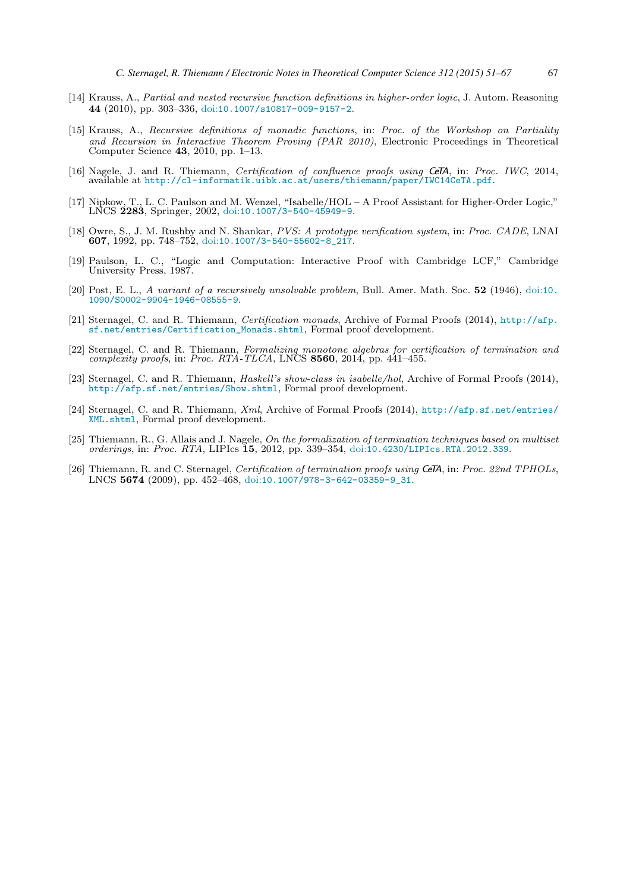[14] Krauss, A., *Partial and nested recursive function definitions in higher-order logic*, J. Autom. Reasoning **44** (2010), pp. 303–336, doi:10.1007/s10817-009-9157-2.

[15] Krauss, A., *Recursive definitions of monadic functions*, in: *Proc. of the Workshop on Partiality and Recursion in Interactive Theorem Proving (PAR 2010)*, Electronic Proceedings in Theoretical Computer Science **43**, 2010, pp. 1–13.

[16] Nagele, J. and R. Thiemann, *Certification of confluence proofs using CeTA*, in: *Proc. IWC*, 2014, available at http://cl-informatik.uibk.ac.at/users/thiemann/paper/IWC14CeTA.pdf.

[17] Nipkow, T., L. C. Paulson and M. Wenzel, "Isabelle/HOL – A Proof Assistant for Higher-Order Logic," LNCS **2283**, Springer, 2002, doi:10.1007/3-540-45949-9.

[18] Owre, S., J. M. Rushby and N. Shankar, *PVS: A prototype verification system*, in: *Proc. CADE*, LNAI **607**, 1992, pp. 748–752, doi:10.1007/3-540-55602-8_217.

[19] Paulson, L. C., "Logic and Computation: Interactive Proof with Cambridge LCF," Cambridge University Press, 1987.

[20] Post, E. L., *A variant of a recursively unsolvable problem*, Bull. Amer. Math. Soc. **52** (1946), doi:10.1090/S0002-9904-1946-08555-9.

[21] Sternagel, C. and R. Thiemann, *Certification monads*, Archive of Formal Proofs (2014), http://afp.sf.net/entries/Certification_Monads.shtml, Formal proof development.

[22] Sternagel, C. and R. Thiemann, *Formalizing monotone algebras for certification of termination and complexity proofs*, in: *Proc. RTA-TLCA*, LNCS **8560**, 2014, pp. 441–455.

[23] Sternagel, C. and R. Thiemann, *Haskell's show-class in isabelle/hol*, Archive of Formal Proofs (2014), http://afp.sf.net/entries/Show.shtml, Formal proof development.

[24] Sternagel, C. and R. Thiemann, *Xml*, Archive of Formal Proofs (2014), http://afp.sf.net/entries/XML.shtml, Formal proof development.

[25] Thiemann, R., G. Allais and J. Nagele, *On the formalization of termination techniques based on multiset orderings*, in: *Proc. RTA*, LIPIcs **15**, 2012, pp. 339–354, doi:10.4230/LIPIcs.RTA.2012.339.

[26] Thiemann, R. and C. Sternagel, *Certification of termination proofs using CeTA*, in: *Proc. 22nd TPHOLs*, LNCS **5674** (2009), pp. 452–468, doi:10.1007/978-3-642-03359-9_31.